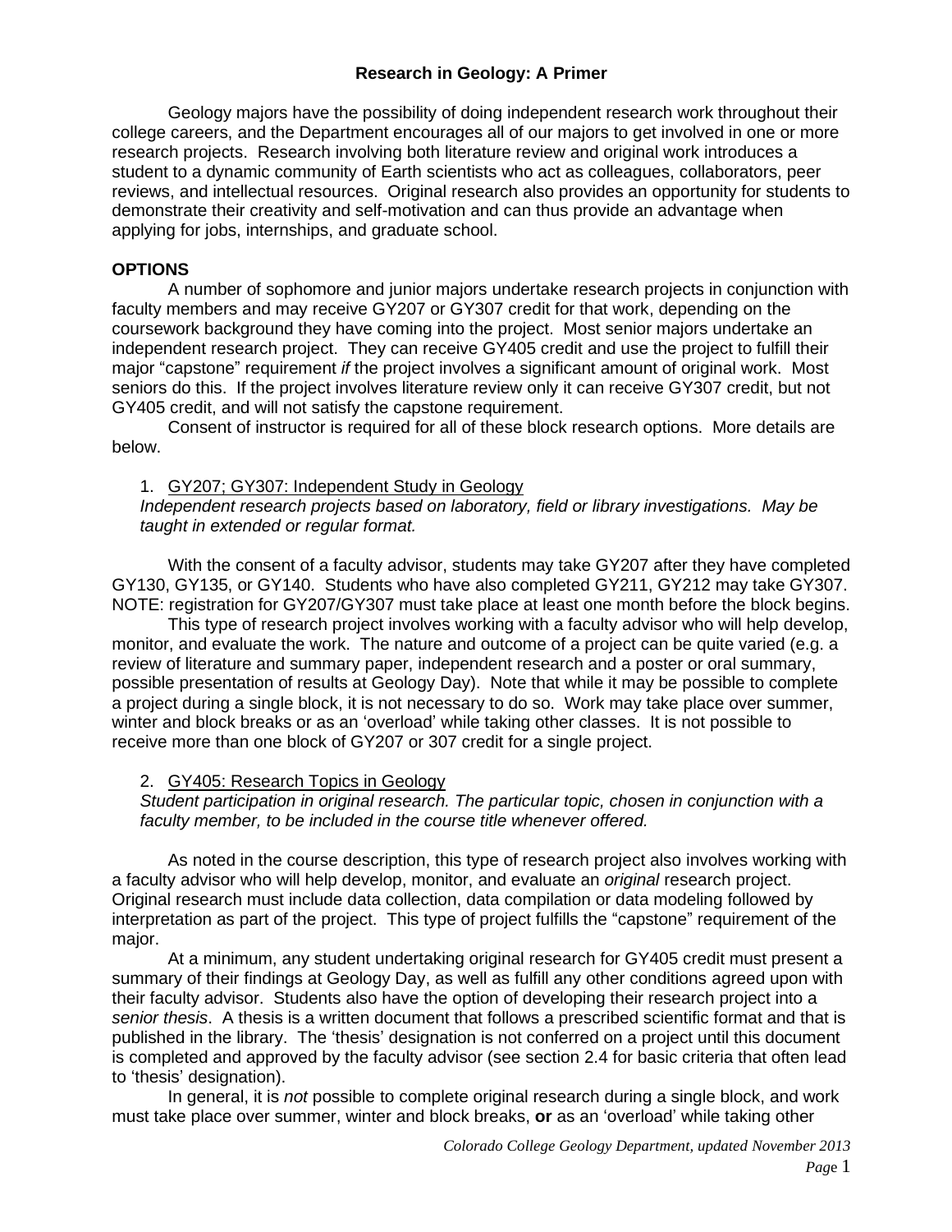# Research in Geology: A Primer

Geology majors have the possibility of doing independent research work throughout their college careers, and the Department encourages all of our majors to get involved in one or more research projects. Research involving both literature review and original work introduces a student to a dynamic community of Earth scientists who act as colleagues, collaborators, peer reviews, and intellectual resources. Original research also provides an opportunity for students to demonstrate their creativity and self-motivation and can thus provide an advantage when applying for jobs, internships, and graduate school.

## OPTIONS

A number of sophomore and junior majors undertake research projects in conjunction with faculty members and may receive GY207 or GY307 credit for that work, depending on the coursework background they have coming into the project. Most senior majors undertake an independent research project. They can receive GY405 credit and use the project to fulfill their major "capstone" requirement *if* the project involves a significant amount of original work. Most seniors do this. If the project involves literature review only it can receive GY307 credit, but not GY405 credit, and will not satisfy the capstone requirement.

Consent of instructor is required for all of these block research options. More details are below.

1. GY207; GY307: Independent Study in Geology

*Independent research projects based on laboratory, field or library investigations. May be taught in extended or regular format.*

With the consent of a faculty advisor, students may take GY207 after they have completed GY130, GY135, or GY140. Students who have also completed GY211, GY212 may take GY307. NOTE: registration for GY207/GY307 must take place at least one month before the block begins.

This type of research project involves working with a faculty advisor who will help develop, monitor, and evaluate the work. The nature and outcome of a project can be quite varied (e.g. a review of literature and summary paper, independent research and a poster or oral summary, possible presentation of results at Geology Day). Note that while it may be possible to complete a project during a single block, it is not necessary to do so. Work may take place over summer, winter and block breaks or as an 'overload' while taking other classes. It is not possible to receive more than one block of GY207 or 307 credit for a single project.

2. GY405: Research Topics in Geology

*Student participation in original research. The particular topic, chosen in conjunction with a faculty member, to be included in the course title whenever offered.*

As noted in the course description, this type of research project also involves working with a faculty advisor who will help develop, monitor, and evaluate an *original* research project. Original research must include data collection, data compilation or data modeling followed by interpretation as part of the project. This type of project fulfills the "capstone" requirement of the major.

At a minimum, any student undertaking original research for GY405 credit must present a summary of their findings at Geology Day, as well as fulfill any other conditions agreed upon with their faculty advisor. Students also have the option of developing their research project into a *senior thesis*. A thesis is a written document that follows a prescribed scientific format and that is published in the library. The 'thesis' designation is not conferred on a project until this document is completed and approved by the faculty advisor (see section 2.4 for basic criteria that often lead to 'thesis' designation).

In general, it is *not* possible to complete original research during a single block, and work must take place over summer, winter and block breaks, **or** as an 'overload' while taking other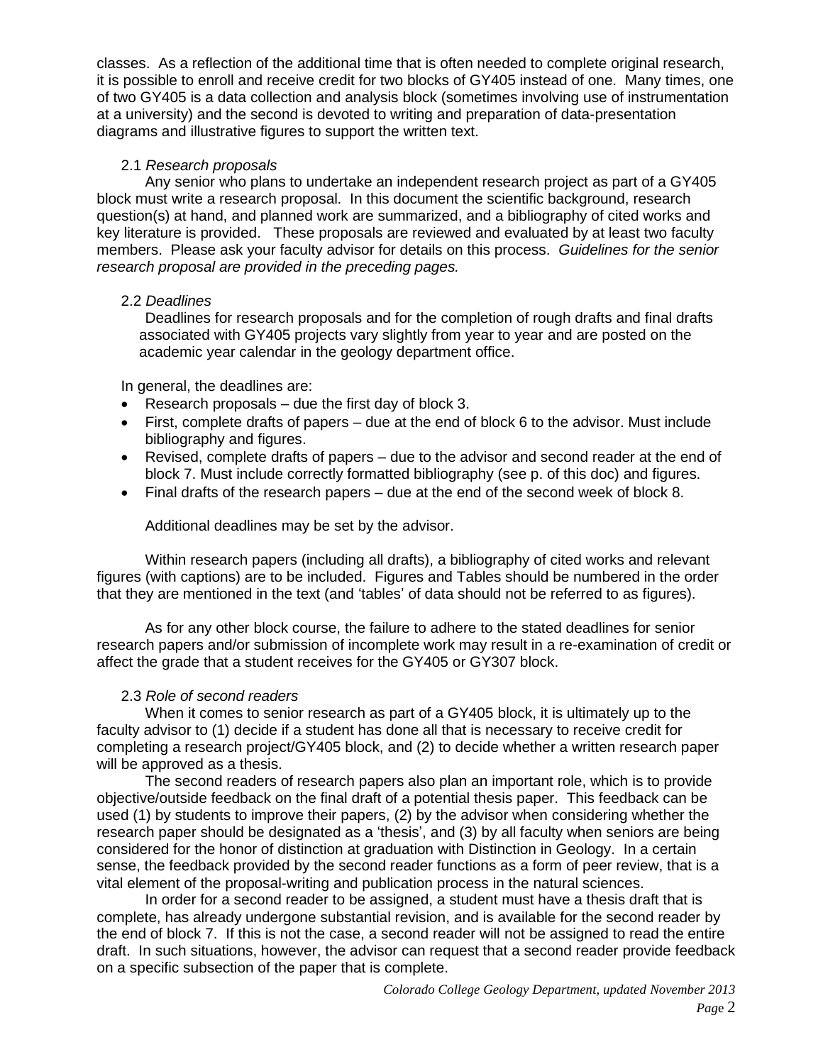classes. As a reflection of the additional time that is often needed to complete original research, it is possible to enroll and receive credit for two blocks of GY405 instead of one. Many times, one of two GY405 is a data collection and analysis block (sometimes involving use of instrumentation at a university) and the second is devoted to writing and preparation of data-presentation diagrams and illustrative figures to support the written text.

### 2.1 *Research proposals*

Any senior who plans to undertake an independent research project as part of a GY405 block must write a research proposal. In this document the scientific background, research question(s) at hand, and planned work are summarized, and a bibliography of cited works and key literature is provided. These proposals are reviewed and evaluated by at least two faculty members. Please ask your faculty advisor for details on this process. *Guidelines for the senior research proposal are provided in the preceding pages.*

### 2.2 *Deadlines*

Deadlines for research proposals and for the completion of rough drafts and final drafts associated with GY405 projects vary slightly from year to year and are posted on the academic year calendar in the geology department office.

In general, the deadlines are:

- Research proposals – due the first day of block 3.
- First, complete drafts of papers – due at the end of block 6 to the advisor. Must include bibliography and figures.
- Revised, complete drafts of papers – due to the advisor and second reader at the end of block 7. Must include correctly formatted bibliography (see p. of this doc) and figures.
- Final drafts of the research papers – due at the end of the second week of block 8.

Additional deadlines may be set by the advisor.

Within research papers (including all drafts), a bibliography of cited works and relevant figures (with captions) are to be included. Figures and Tables should be numbered in the order that they are mentioned in the text (and 'tables' of data should not be referred to as figures).

As for any other block course, the failure to adhere to the stated deadlines for senior research papers and/or submission of incomplete work may result in a re-examination of credit or affect the grade that a student receives for the GY405 or GY307 block.

### 2.3 *Role of second readers*

When it comes to senior research as part of a GY405 block, it is ultimately up to the faculty advisor to (1) decide if a student has done all that is necessary to receive credit for completing a research project/GY405 block, and (2) to decide whether a written research paper will be approved as a thesis.

The second readers of research papers also plan an important role, which is to provide objective/outside feedback on the final draft of a potential thesis paper. This feedback can be used (1) by students to improve their papers, (2) by the advisor when considering whether the research paper should be designated as a 'thesis', and (3) by all faculty when seniors are being considered for the honor of distinction at graduation with Distinction in Geology. In a certain sense, the feedback provided by the second reader functions as a form of peer review, that is a vital element of the proposal-writing and publication process in the natural sciences.

In order for a second reader to be assigned, a student must have a thesis draft that is complete, has already undergone substantial revision, and is available for the second reader by the end of block 7. If this is not the case, a second reader will not be assigned to read the entire draft. In such situations, however, the advisor can request that a second reader provide feedback on a specific subsection of the paper that is complete.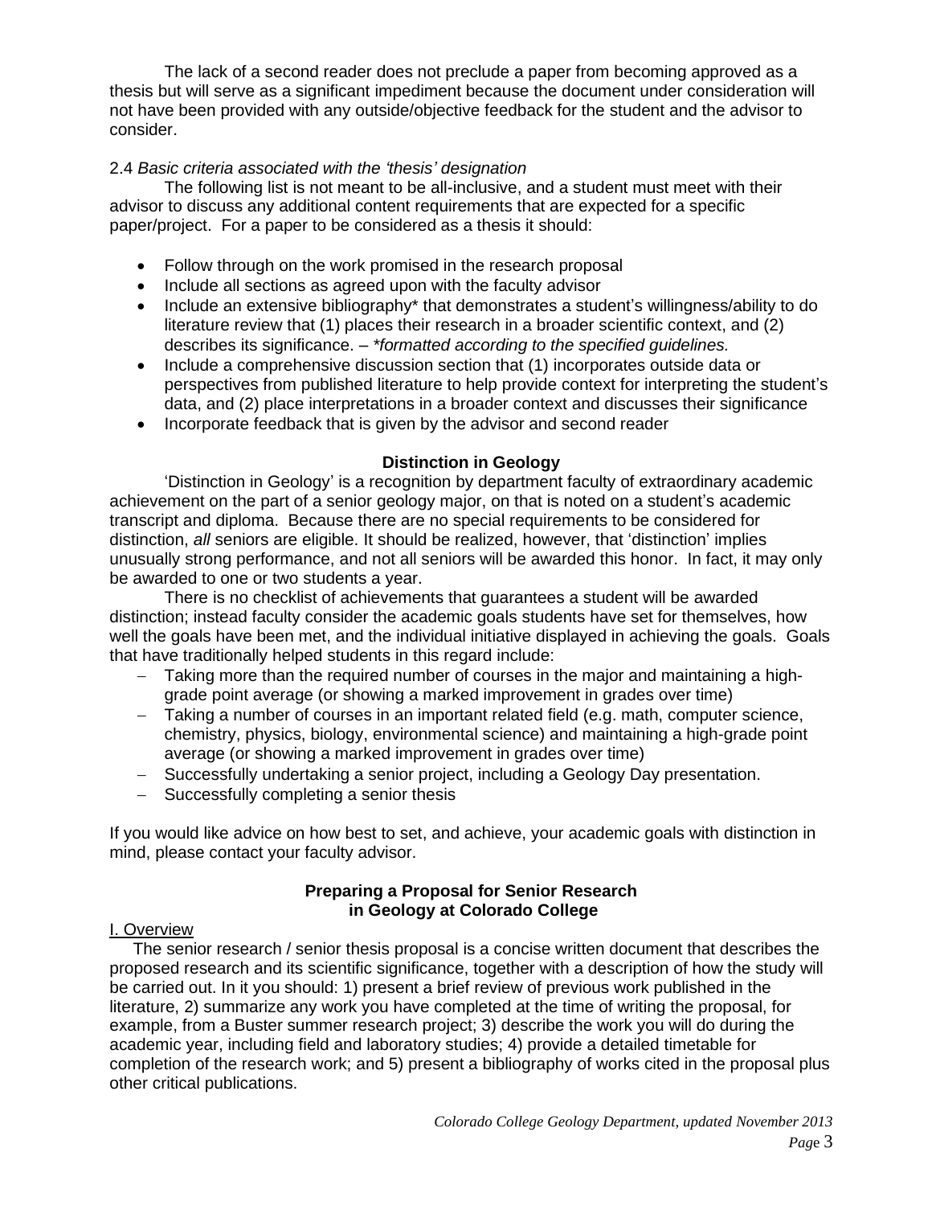The lack of a second reader does not preclude a paper from becoming approved as a thesis but will serve as a significant impediment because the document under consideration will not have been provided with any outside/objective feedback for the student and the advisor to consider.

2.4 *Basic criteria associated with the 'thesis' designation*

The following list is not meant to be all-inclusive, and a student must meet with their advisor to discuss any additional content requirements that are expected for a specific paper/project. For a paper to be considered as a thesis it should:

- Follow through on the work promised in the research proposal
- Include all sections as agreed upon with the faculty advisor
- Include an extensive bibliography* that demonstrates a student's willingness/ability to do literature review that (1) places their research in a broader scientific context, and (2) describes its significance. – *\*formatted according to the specified guidelines.*
- Include a comprehensive discussion section that (1) incorporates outside data or perspectives from published literature to help provide context for interpreting the student's data, and (2) place interpretations in a broader context and discusses their significance
- Incorporate feedback that is given by the advisor and second reader

## Distinction in Geology

'Distinction in Geology' is a recognition by department faculty of extraordinary academic achievement on the part of a senior geology major, on that is noted on a student's academic transcript and diploma. Because there are no special requirements to be considered for distinction, *all* seniors are eligible. It should be realized, however, that 'distinction' implies unusually strong performance, and not all seniors will be awarded this honor. In fact, it may only be awarded to one or two students a year.

There is no checklist of achievements that guarantees a student will be awarded distinction; instead faculty consider the academic goals students have set for themselves, how well the goals have been met, and the individual initiative displayed in achieving the goals. Goals that have traditionally helped students in this regard include:

- Taking more than the required number of courses in the major and maintaining a high-grade point average (or showing a marked improvement in grades over time)
- Taking a number of courses in an important related field (e.g. math, computer science, chemistry, physics, biology, environmental science) and maintaining a high-grade point average (or showing a marked improvement in grades over time)
- Successfully undertaking a senior project, including a Geology Day presentation.
- Successfully completing a senior thesis

If you would like advice on how best to set, and achieve, your academic goals with distinction in mind, please contact your faculty advisor.

## Preparing a Proposal for Senior Research in Geology at Colorado College

### I. Overview

The senior research / senior thesis proposal is a concise written document that describes the proposed research and its scientific significance, together with a description of how the study will be carried out. In it you should: 1) present a brief review of previous work published in the literature, 2) summarize any work you have completed at the time of writing the proposal, for example, from a Buster summer research project; 3) describe the work you will do during the academic year, including field and laboratory studies; 4) provide a detailed timetable for completion of the research work; and 5) present a bibliography of works cited in the proposal plus other critical publications.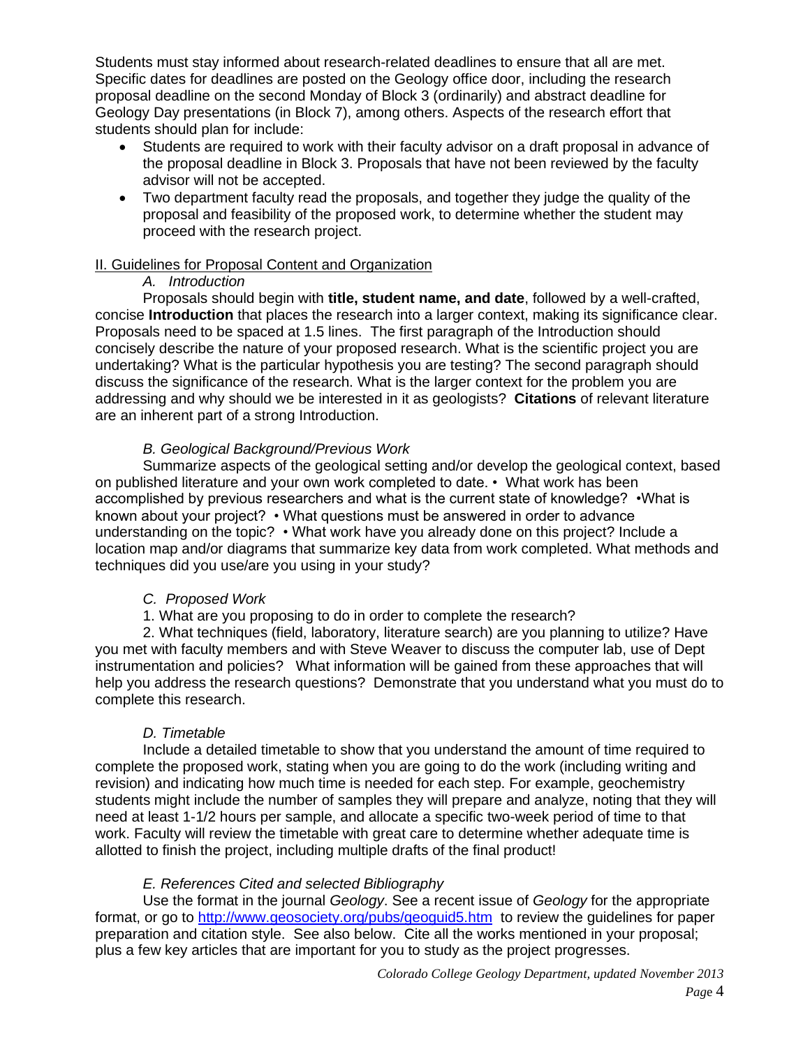Students must stay informed about research-related deadlines to ensure that all are met. Specific dates for deadlines are posted on the Geology office door, including the research proposal deadline on the second Monday of Block 3 (ordinarily) and abstract deadline for Geology Day presentations (in Block 7), among others. Aspects of the research effort that students should plan for include:

- Students are required to work with their faculty advisor on a draft proposal in advance of the proposal deadline in Block 3. Proposals that have not been reviewed by the faculty advisor will not be accepted.
- Two department faculty read the proposals, and together they judge the quality of the proposal and feasibility of the proposed work, to determine whether the student may proceed with the research project.

## II. Guidelines for Proposal Content and Organization

### *A. Introduction*

Proposals should begin with **title, student name, and date**, followed by a well-crafted, concise **Introduction** that places the research into a larger context, making its significance clear. Proposals need to be spaced at 1.5 lines. The first paragraph of the Introduction should concisely describe the nature of your proposed research. What is the scientific project you are undertaking? What is the particular hypothesis you are testing? The second paragraph should discuss the significance of the research. What is the larger context for the problem you are addressing and why should we be interested in it as geologists? **Citations** of relevant literature are an inherent part of a strong Introduction.

### *B. Geological Background/Previous Work*

Summarize aspects of the geological setting and/or develop the geological context, based on published literature and your own work completed to date. • What work has been accomplished by previous researchers and what is the current state of knowledge? •What is known about your project? • What questions must be answered in order to advance understanding on the topic? • What work have you already done on this project? Include a location map and/or diagrams that summarize key data from work completed. What methods and techniques did you use/are you using in your study?

### *C. Proposed Work*

1. What are you proposing to do in order to complete the research?

2. What techniques (field, laboratory, literature search) are you planning to utilize? Have you met with faculty members and with Steve Weaver to discuss the computer lab, use of Dept instrumentation and policies? What information will be gained from these approaches that will help you address the research questions? Demonstrate that you understand what you must do to complete this research.

### *D. Timetable*

Include a detailed timetable to show that you understand the amount of time required to complete the proposed work, stating when you are going to do the work (including writing and revision) and indicating how much time is needed for each step. For example, geochemistry students might include the number of samples they will prepare and analyze, noting that they will need at least 1-1/2 hours per sample, and allocate a specific two-week period of time to that work. Faculty will review the timetable with great care to determine whether adequate time is allotted to finish the project, including multiple drafts of the final product!

### *E. References Cited and selected Bibliography*

Use the format in the journal *Geology*. See a recent issue of *Geology* for the appropriate format, or go to [http://www.geosociety.org/pubs/geoguid5.htm](http://www.geosociety.org/pubs/geoguid5.htm) to review the guidelines for paper preparation and citation style. See also below. Cite all the works mentioned in your proposal; plus a few key articles that are important for you to study as the project progresses.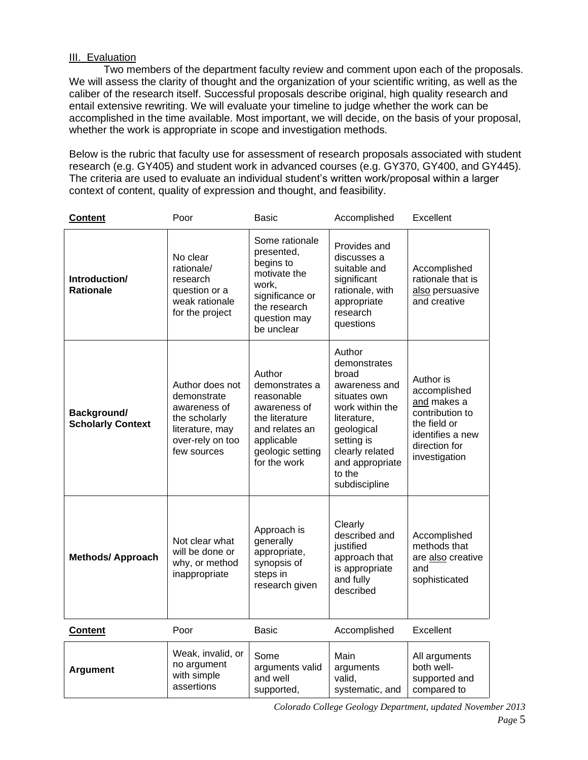### III. Evaluation

Two members of the department faculty review and comment upon each of the proposals. We will assess the clarity of thought and the organization of your scientific writing, as well as the caliber of the research itself. Successful proposals describe original, high quality research and entail extensive rewriting. We will evaluate your timeline to judge whether the work can be accomplished in the time available. Most important, we will decide, on the basis of your proposal, whether the work is appropriate in scope and investigation methods.

Below is the rubric that faculty use for assessment of research proposals associated with student research (e.g. GY405) and student work in advanced courses (e.g. GY370, GY400, and GY445). The criteria are used to evaluate an individual student's written work/proposal within a larger context of content, quality of expression and thought, and feasibility.

| **Content** | Poor | Basic | Accomplished | Excellent |
|---|---|---|---|---|
| **Introduction/ Rationale** | No clear rationale/ research question or a weak rationale for the project | Some rationale presented, begins to motivate the work, significance or the research question may be unclear | Provides and discusses a suitable and significant rationale, with appropriate research questions | Accomplished rationale that is also persuasive and creative |
| **Background/ Scholarly Context** | Author does not demonstrate awareness of the scholarly literature, may over-rely on too few sources | Author demonstrates a reasonable awareness of the literature and relates an applicable geologic setting for the work | Author demonstrates broad awareness and situates own work within the literature, geological setting is clearly related and appropriate to the subdiscipline | Author is accomplished and makes a contribution to the field or identifies a new direction for investigation |
| **Methods/ Approach** | Not clear what will be done or why, or method inappropriate | Approach is generally appropriate, synopsis of steps in research given | Clearly described and justified approach that is appropriate and fully described | Accomplished methods that are also creative and sophisticated |

| **Content** | Poor | Basic | Accomplished | Excellent |
|---|---|---|---|---|
| **Argument** | Weak, invalid, or no argument with simple assertions | Some arguments valid and well supported, | Main arguments valid, systematic, and | All arguments both well-supported and compared to |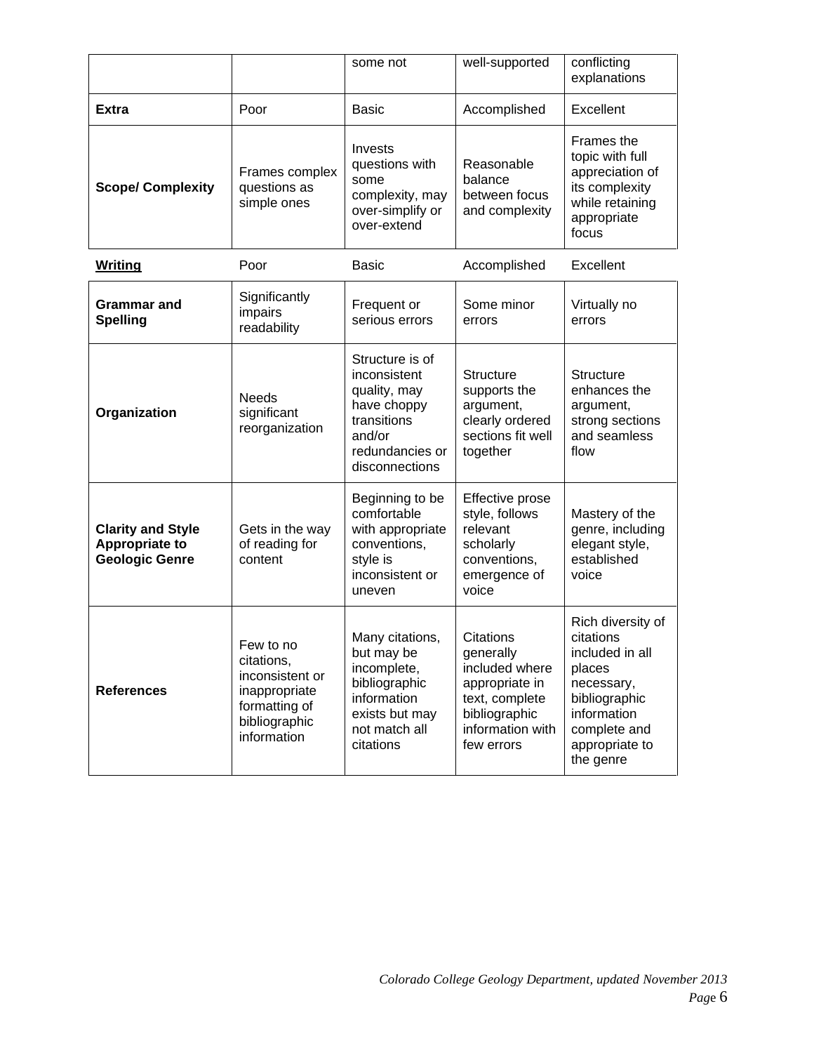| | | some not | well-supported | conflicting explanations |
|---|---|---|---|---|
| **Extra** | Poor | Basic | Accomplished | Excellent |
| **Scope/ Complexity** | Frames complex questions as simple ones | Invests questions with some complexity, may over-simplify or over-extend | Reasonable balance between focus and complexity | Frames the topic with full appreciation of its complexity while retaining appropriate focus |
| **Writing** | Poor | Basic | Accomplished | Excellent |
| **Grammar and Spelling** | Significantly impairs readability | Frequent or serious errors | Some minor errors | Virtually no errors |
| **Organization** | Needs significant reorganization | Structure is of inconsistent quality, may have choppy transitions and/or redundancies or disconnections | Structure supports the argument, clearly ordered sections fit well together | Structure enhances the argument, strong sections and seamless flow |
| **Clarity and Style Appropriate to Geologic Genre** | Gets in the way of reading for content | Beginning to be comfortable with appropriate conventions, style is inconsistent or uneven | Effective prose style, follows relevant scholarly conventions, emergence of voice | Mastery of the genre, including elegant style, established voice |
| **References** | Few to no citations, inconsistent or inappropriate formatting of bibliographic information | Many citations, but may be incomplete, bibliographic information exists but may not match all citations | Citations generally included where appropriate in text, complete bibliographic information with few errors | Rich diversity of citations included in all places necessary, bibliographic information complete and appropriate to the genre |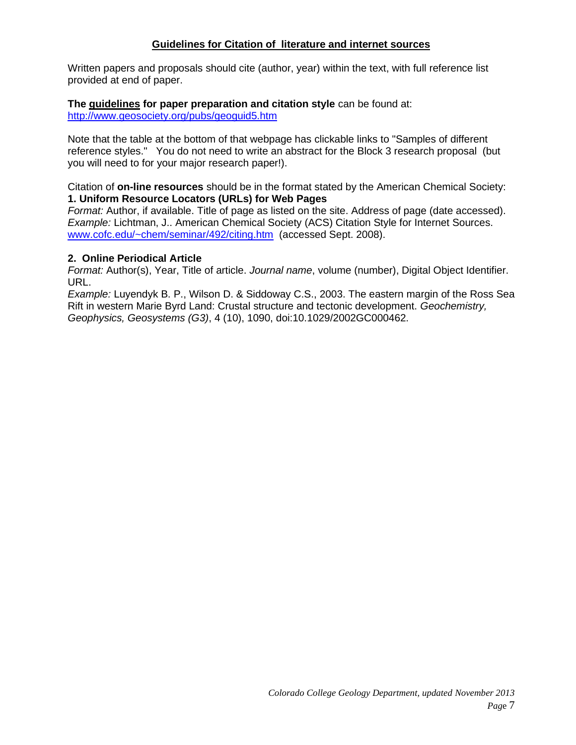## Guidelines for Citation of literature and internet sources

Written papers and proposals should cite (author, year) within the text, with full reference list provided at end of paper.

**The guidelines for paper preparation and citation style** can be found at:
http://www.geosociety.org/pubs/geoguid5.htm

Note that the table at the bottom of that webpage has clickable links to "Samples of different reference styles." You do not need to write an abstract for the Block 3 research proposal (but you will need to for your major research paper!).

Citation of **on-line resources** should be in the format stated by the American Chemical Society:

**1. Uniform Resource Locators (URLs) for Web Pages**

*Format:* Author, if available. Title of page as listed on the site. Address of page (date accessed).
*Example:* Lichtman, J.. American Chemical Society (ACS) Citation Style for Internet Sources. www.cofc.edu/~chem/seminar/492/citing.htm (accessed Sept. 2008).

**2. Online Periodical Article**

*Format:* Author(s), Year, Title of article. *Journal name*, volume (number), Digital Object Identifier. URL.
*Example:* Luyendyk B. P., Wilson D. & Siddoway C.S., 2003. The eastern margin of the Ross Sea Rift in western Marie Byrd Land: Crustal structure and tectonic development. *Geochemistry, Geophysics, Geosystems (G3)*, 4 (10), 1090, doi:10.1029/2002GC000462.